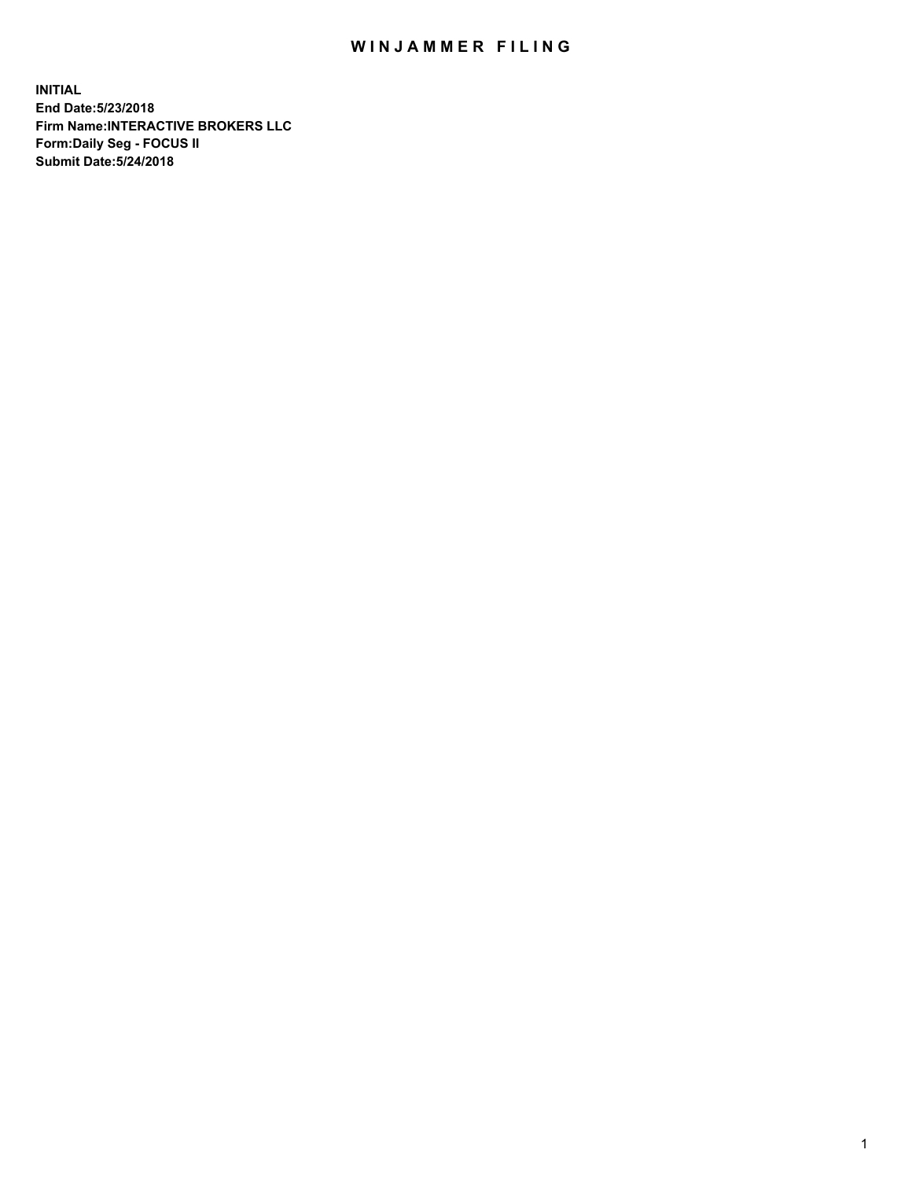# WINJAMMER FILING

**INITIAL**
**End Date:5/23/2018**
**Firm Name:INTERACTIVE BROKERS LLC**
**Form:Daily Seg - FOCUS II**
**Submit Date:5/24/2018**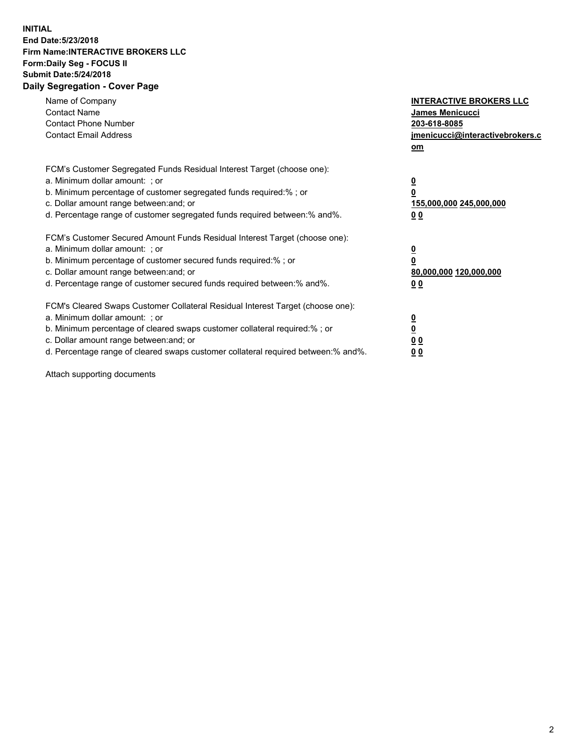**INITIAL**
**End Date:5/23/2018**
**Firm Name:INTERACTIVE BROKERS LLC**
**Form:Daily Seg - FOCUS II**
**Submit Date:5/24/2018**

## Daily Segregation - Cover Page

| | |
|---|---|
| Name of Company | **INTERACTIVE BROKERS LLC** |
| Contact Name | **James Menicucci** |
| Contact Phone Number | **203-618-8085** |
| Contact Email Address | **jmenicucci@interactivebrokers.com** |

FCM's Customer Segregated Funds Residual Interest Target (choose one):

| | |
|---|---|
| a. Minimum dollar amount: ; or | **0** |
| b. Minimum percentage of customer segregated funds required:% ; or | **0** |
| c. Dollar amount range between:and; or | **155,000,000 245,000,000** |
| d. Percentage range of customer segregated funds required between:% and%. | **0 0** |

FCM's Customer Secured Amount Funds Residual Interest Target (choose one):

| | |
|---|---|
| a. Minimum dollar amount: ; or | **0** |
| b. Minimum percentage of customer secured funds required:% ; or | **0** |
| c. Dollar amount range between:and; or | **80,000,000 120,000,000** |
| d. Percentage range of customer secured funds required between:% and%. | **0 0** |

FCM's Cleared Swaps Customer Collateral Residual Interest Target (choose one):

| | |
|---|---|
| a. Minimum dollar amount: ; or | **0** |
| b. Minimum percentage of cleared swaps customer collateral required:% ; or | **0** |
| c. Dollar amount range between:and; or | **0 0** |
| d. Percentage range of cleared swaps customer collateral required between:% and%. | **0 0** |

Attach supporting documents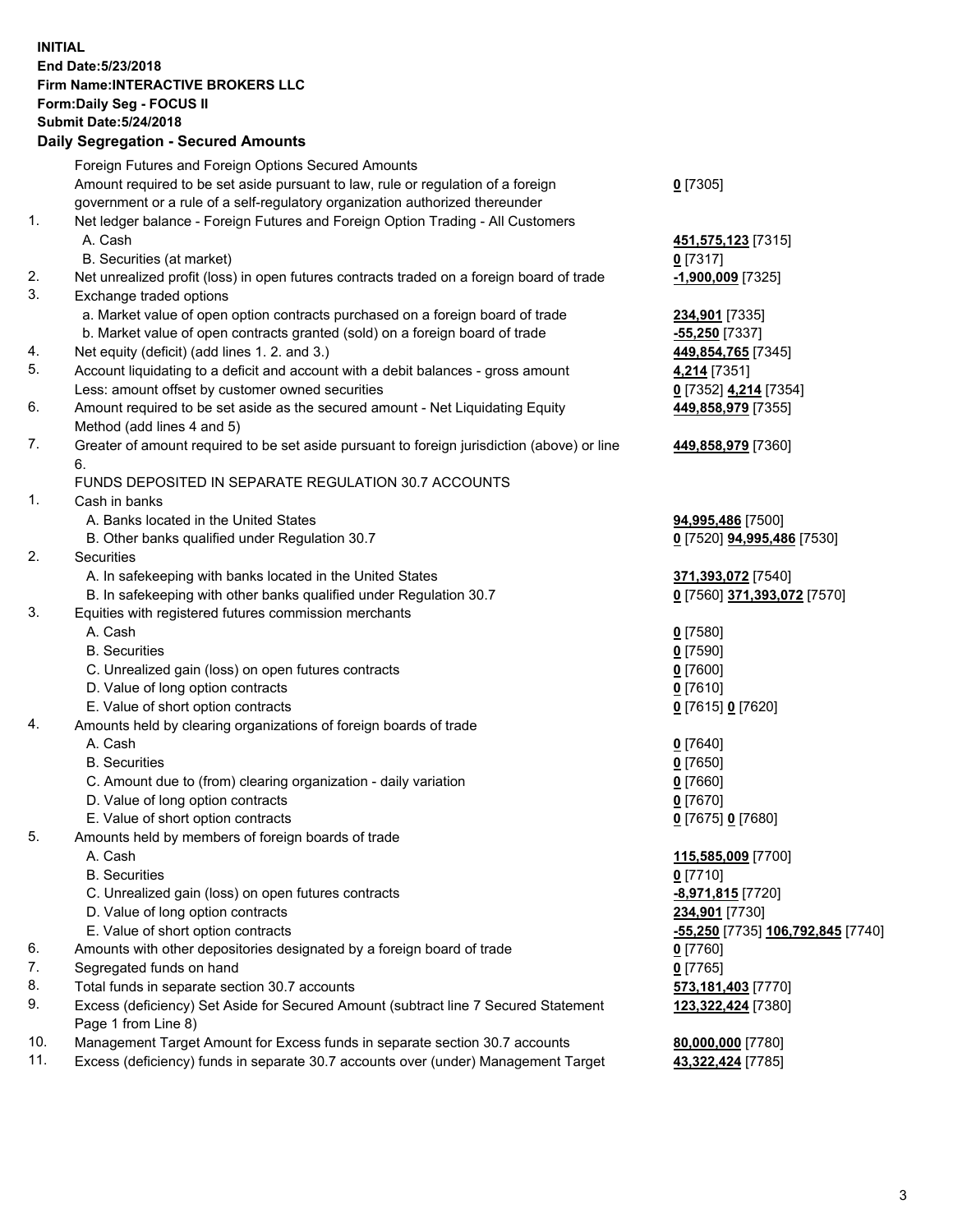**INITIAL**
**End Date:5/23/2018**
**Firm Name:INTERACTIVE BROKERS LLC**
**Form:Daily Seg - FOCUS II**
**Submit Date:5/24/2018**

## Daily Segregation - Secured Amounts

| | | |
|---|---|---|
| | Foreign Futures and Foreign Options Secured Amounts | |
| | Amount required to be set aside pursuant to law, rule or regulation of a foreign government or a rule of a self-regulatory organization authorized thereunder | **0** [7305] |
| 1. | Net ledger balance - Foreign Futures and Foreign Option Trading - All Customers | |
| | A. Cash | **451,575,123** [7315] |
| | B. Securities (at market) | **0** [7317] |
| 2. | Net unrealized profit (loss) in open futures contracts traded on a foreign board of trade | **-1,900,009** [7325] |
| 3. | Exchange traded options | |
| | a. Market value of open option contracts purchased on a foreign board of trade | **234,901** [7335] |
| | b. Market value of open contracts granted (sold) on a foreign board of trade | **-55,250** [7337] |
| 4. | Net equity (deficit) (add lines 1. 2. and 3.) | **449,854,765** [7345] |
| 5. | Account liquidating to a deficit and account with a debit balances - gross amount | **4,214** [7351] |
| | Less: amount offset by customer owned securities | **0** [7352] **4,214** [7354] |
| 6. | Amount required to be set aside as the secured amount - Net Liquidating Equity Method (add lines 4 and 5) | **449,858,979** [7355] |
| 7. | Greater of amount required to be set aside pursuant to foreign jurisdiction (above) or line 6. | **449,858,979** [7360] |
| | FUNDS DEPOSITED IN SEPARATE REGULATION 30.7 ACCOUNTS | |
| 1. | Cash in banks | |
| | A. Banks located in the United States | **94,995,486** [7500] |
| | B. Other banks qualified under Regulation 30.7 | **0** [7520] **94,995,486** [7530] |
| 2. | Securities | |
| | A. In safekeeping with banks located in the United States | **371,393,072** [7540] |
| | B. In safekeeping with other banks qualified under Regulation 30.7 | **0** [7560] **371,393,072** [7570] |
| 3. | Equities with registered futures commission merchants | |
| | A. Cash | **0** [7580] |
| | B. Securities | **0** [7590] |
| | C. Unrealized gain (loss) on open futures contracts | **0** [7600] |
| | D. Value of long option contracts | **0** [7610] |
| | E. Value of short option contracts | **0** [7615] **0** [7620] |
| 4. | Amounts held by clearing organizations of foreign boards of trade | |
| | A. Cash | **0** [7640] |
| | B. Securities | **0** [7650] |
| | C. Amount due to (from) clearing organization - daily variation | **0** [7660] |
| | D. Value of long option contracts | **0** [7670] |
| | E. Value of short option contracts | **0** [7675] **0** [7680] |
| 5. | Amounts held by members of foreign boards of trade | |
| | A. Cash | **115,585,009** [7700] |
| | B. Securities | **0** [7710] |
| | C. Unrealized gain (loss) on open futures contracts | **-8,971,815** [7720] |
| | D. Value of long option contracts | **234,901** [7730] |
| | E. Value of short option contracts | **-55,250** [7735] **106,792,845** [7740] |
| 6. | Amounts with other depositories designated by a foreign board of trade | **0** [7760] |
| 7. | Segregated funds on hand | **0** [7765] |
| 8. | Total funds in separate section 30.7 accounts | **573,181,403** [7770] |
| 9. | Excess (deficiency) Set Aside for Secured Amount (subtract line 7 Secured Statement Page 1 from Line 8) | **123,322,424** [7380] |
| 10. | Management Target Amount for Excess funds in separate section 30.7 accounts | **80,000,000** [7780] |
| 11. | Excess (deficiency) funds in separate 30.7 accounts over (under) Management Target | **43,322,424** [7785] |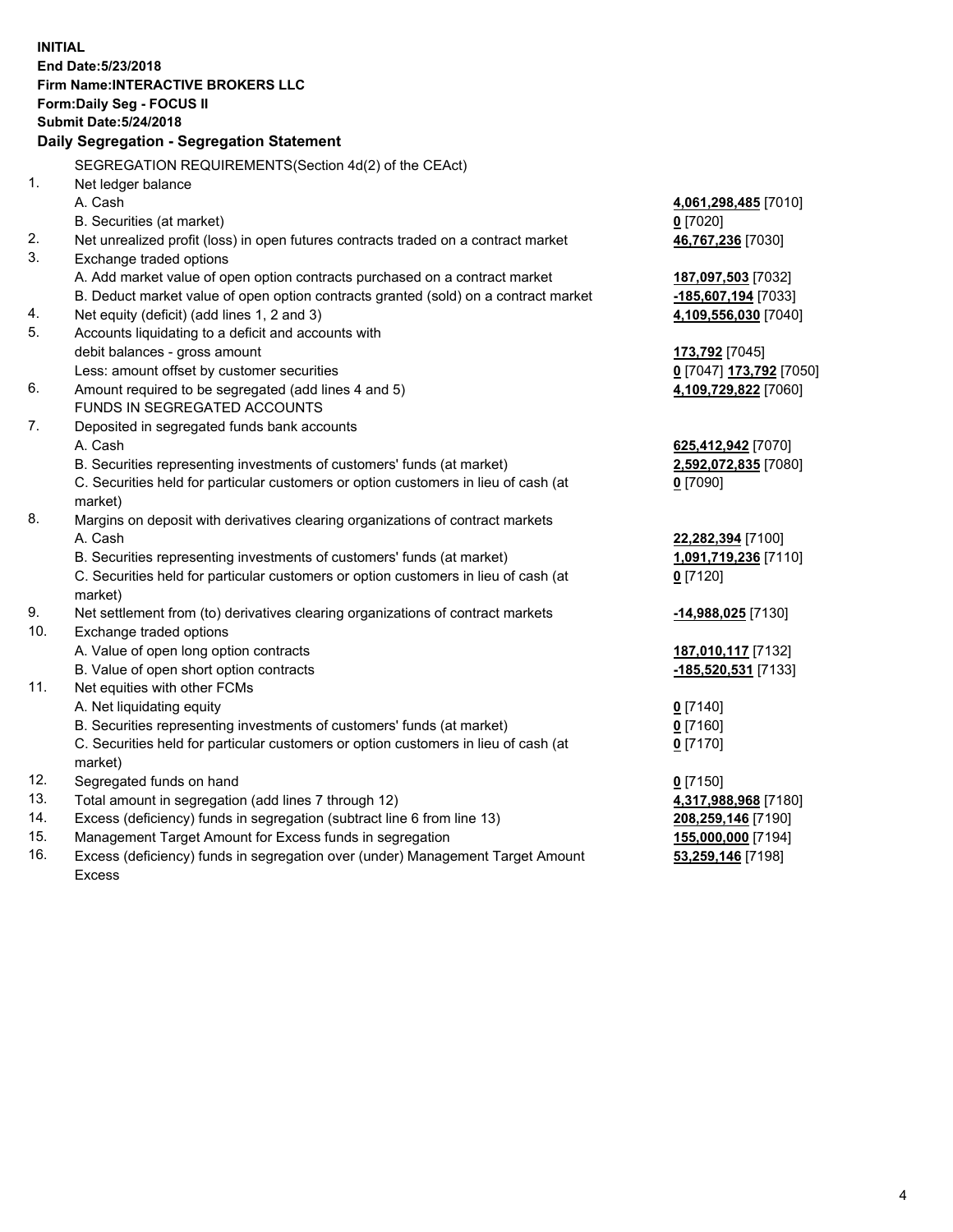**INITIAL**
**End Date:5/23/2018**
**Firm Name:INTERACTIVE BROKERS LLC**
**Form:Daily Seg - FOCUS II**
**Submit Date:5/24/2018**
**Daily Segregation - Segregation Statement**

SEGREGATION REQUIREMENTS(Section 4d(2) of the CEAct)

| | | |
|---|---|---|
| 1. | Net ledger balance | |
| | A. Cash | **4,061,298,485** [7010] |
| | B. Securities (at market) | **0** [7020] |
| 2. | Net unrealized profit (loss) in open futures contracts traded on a contract market | **46,767,236** [7030] |
| 3. | Exchange traded options | |
| | A. Add market value of open option contracts purchased on a contract market | **187,097,503** [7032] |
| | B. Deduct market value of open option contracts granted (sold) on a contract market | **-185,607,194** [7033] |
| 4. | Net equity (deficit) (add lines 1, 2 and 3) | **4,109,556,030** [7040] |
| 5. | Accounts liquidating to a deficit and accounts with debit balances - gross amount | **173,792** [7045] |
| | Less: amount offset by customer securities | **0** [7047] **173,792** [7050] |
| 6. | Amount required to be segregated (add lines 4 and 5) | **4,109,729,822** [7060] |
| | FUNDS IN SEGREGATED ACCOUNTS | |
| 7. | Deposited in segregated funds bank accounts | |
| | A. Cash | **625,412,942** [7070] |
| | B. Securities representing investments of customers' funds (at market) | **2,592,072,835** [7080] |
| | C. Securities held for particular customers or option customers in lieu of cash (at market) | **0** [7090] |
| 8. | Margins on deposit with derivatives clearing organizations of contract markets | |
| | A. Cash | **22,282,394** [7100] |
| | B. Securities representing investments of customers' funds (at market) | **1,091,719,236** [7110] |
| | C. Securities held for particular customers or option customers in lieu of cash (at market) | **0** [7120] |
| 9. | Net settlement from (to) derivatives clearing organizations of contract markets | **-14,988,025** [7130] |
| 10. | Exchange traded options | |
| | A. Value of open long option contracts | **187,010,117** [7132] |
| | B. Value of open short option contracts | **-185,520,531** [7133] |
| 11. | Net equities with other FCMs | |
| | A. Net liquidating equity | **0** [7140] |
| | B. Securities representing investments of customers' funds (at market) | **0** [7160] |
| | C. Securities held for particular customers or option customers in lieu of cash (at market) | **0** [7170] |
| 12. | Segregated funds on hand | **0** [7150] |
| 13. | Total amount in segregation (add lines 7 through 12) | **4,317,988,968** [7180] |
| 14. | Excess (deficiency) funds in segregation (subtract line 6 from line 13) | **208,259,146** [7190] |
| 15. | Management Target Amount for Excess funds in segregation | **155,000,000** [7194] |
| 16. | Excess (deficiency) funds in segregation over (under) Management Target Amount Excess | **53,259,146** [7198] |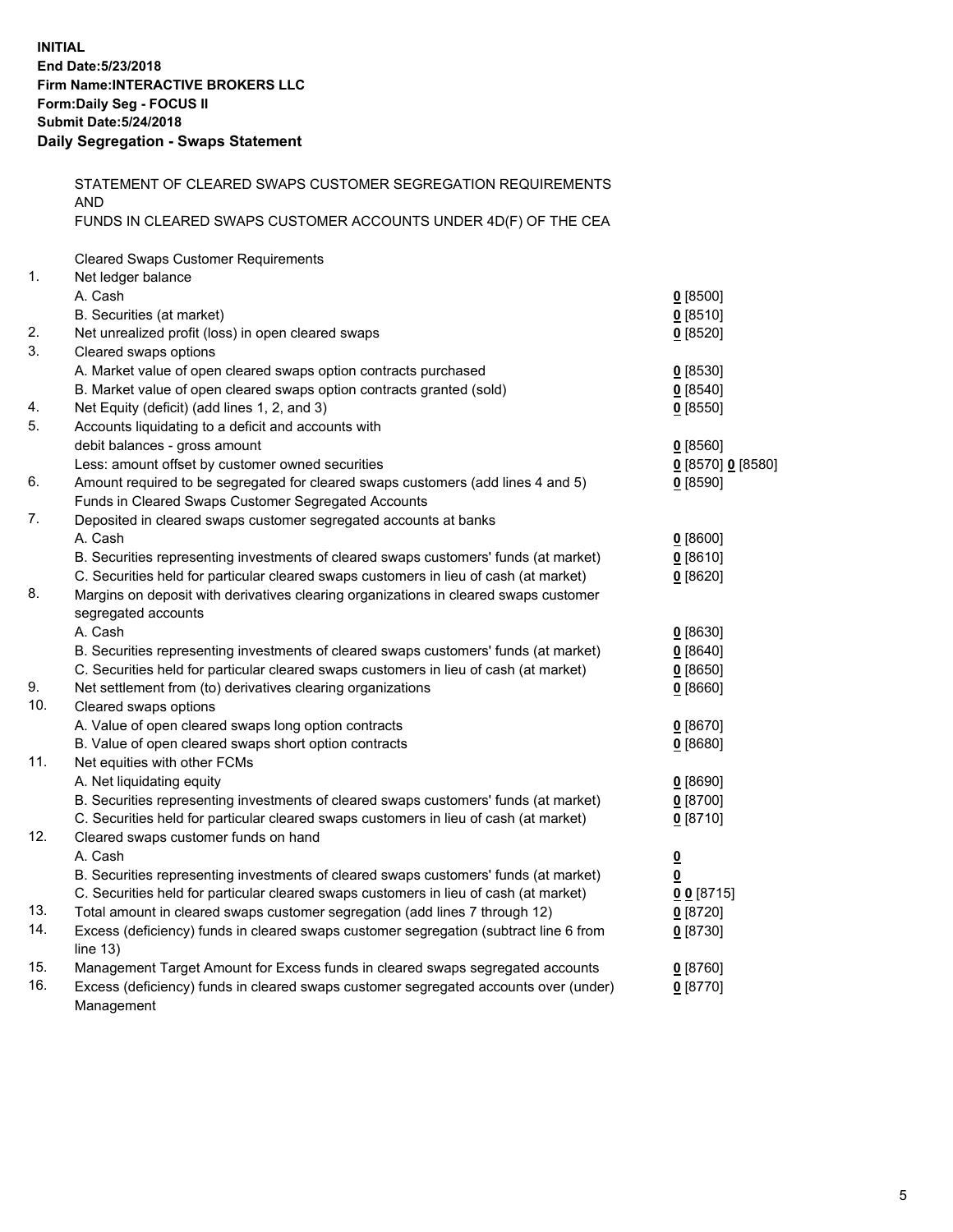**INITIAL**
**End Date:5/23/2018**
**Firm Name:INTERACTIVE BROKERS LLC**
**Form:Daily Seg - FOCUS II**
**Submit Date:5/24/2018**
**Daily Segregation - Swaps Statement**

STATEMENT OF CLEARED SWAPS CUSTOMER SEGREGATION REQUIREMENTS AND FUNDS IN CLEARED SWAPS CUSTOMER ACCOUNTS UNDER 4D(F) OF THE CEA

| | | |
|---|---|---|
| | Cleared Swaps Customer Requirements | |
| 1. | Net ledger balance | |
| | A. Cash | 0 [8500] |
| | B. Securities (at market) | 0 [8510] |
| 2. | Net unrealized profit (loss) in open cleared swaps | 0 [8520] |
| 3. | Cleared swaps options | |
| | A. Market value of open cleared swaps option contracts purchased | 0 [8530] |
| | B. Market value of open cleared swaps option contracts granted (sold) | 0 [8540] |
| 4. | Net Equity (deficit) (add lines 1, 2, and 3) | 0 [8550] |
| 5. | Accounts liquidating to a deficit and accounts with debit balances - gross amount | 0 [8560] |
| | Less: amount offset by customer owned securities | 0 [8570] 0 [8580] |
| 6. | Amount required to be segregated for cleared swaps customers (add lines 4 and 5) | 0 [8590] |
| | Funds in Cleared Swaps Customer Segregated Accounts | |
| 7. | Deposited in cleared swaps customer segregated accounts at banks | |
| | A. Cash | 0 [8600] |
| | B. Securities representing investments of cleared swaps customers' funds (at market) | 0 [8610] |
| | C. Securities held for particular cleared swaps customers in lieu of cash (at market) | 0 [8620] |
| 8. | Margins on deposit with derivatives clearing organizations in cleared swaps customer segregated accounts | |
| | A. Cash | 0 [8630] |
| | B. Securities representing investments of cleared swaps customers' funds (at market) | 0 [8640] |
| | C. Securities held for particular cleared swaps customers in lieu of cash (at market) | 0 [8650] |
| 9. | Net settlement from (to) derivatives clearing organizations | 0 [8660] |
| 10. | Cleared swaps options | |
| | A. Value of open cleared swaps long option contracts | 0 [8670] |
| | B. Value of open cleared swaps short option contracts | 0 [8680] |
| 11. | Net equities with other FCMs | |
| | A. Net liquidating equity | 0 [8690] |
| | B. Securities representing investments of cleared swaps customers' funds (at market) | 0 [8700] |
| | C. Securities held for particular cleared swaps customers in lieu of cash (at market) | 0 [8710] |
| 12. | Cleared swaps customer funds on hand | |
| | A. Cash | 0 |
| | B. Securities representing investments of cleared swaps customers' funds (at market) | 0 |
| | C. Securities held for particular cleared swaps customers in lieu of cash (at market) | 0 0 [8715] |
| 13. | Total amount in cleared swaps customer segregation (add lines 7 through 12) | 0 [8720] |
| 14. | Excess (deficiency) funds in cleared swaps customer segregation (subtract line 6 from line 13) | 0 [8730] |
| 15. | Management Target Amount for Excess funds in cleared swaps segregated accounts | 0 [8760] |
| 16. | Excess (deficiency) funds in cleared swaps customer segregated accounts over (under) Management | 0 [8770] |